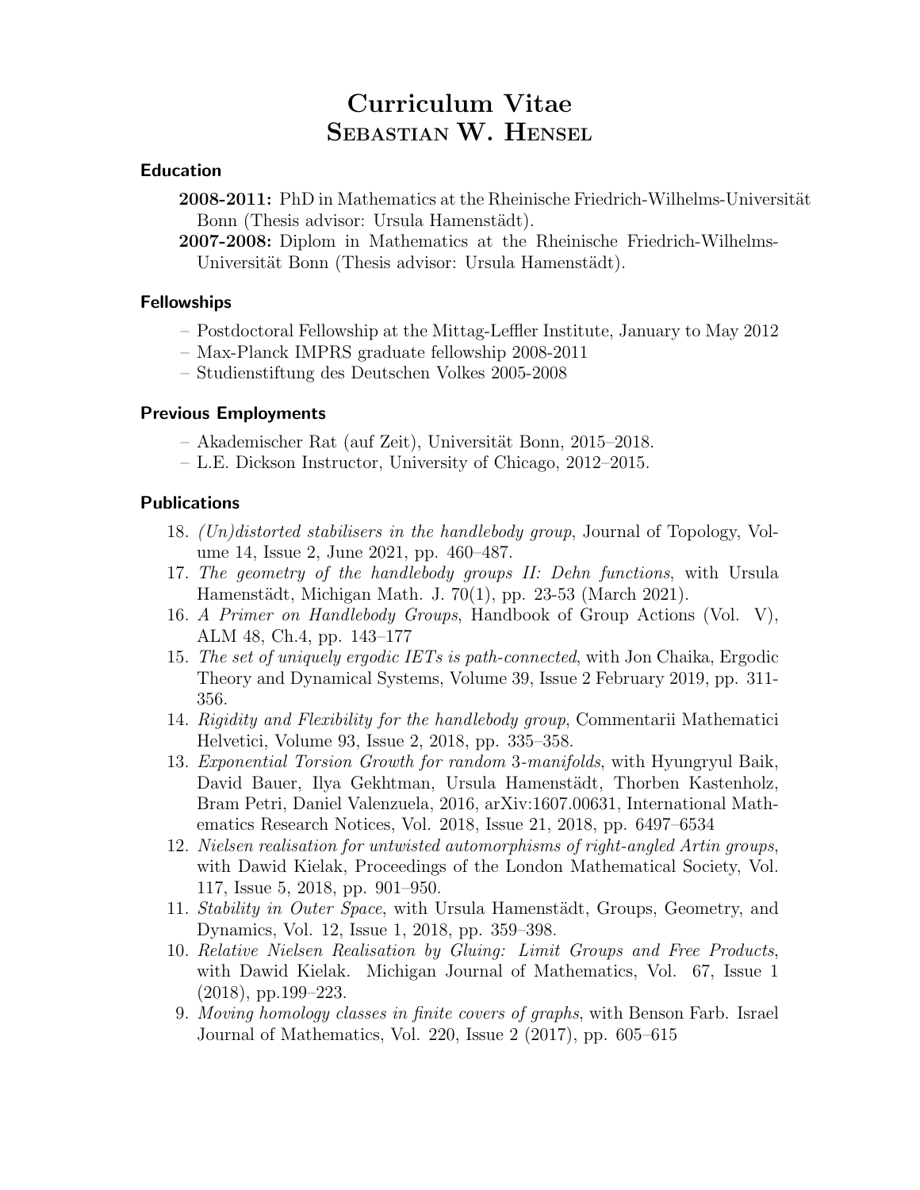# Curriculum Vitae
# Sebastian W. Hensel

## Education

**2008-2011:** PhD in Mathematics at the Rheinische Friedrich-Wilhelms-Universität Bonn (Thesis advisor: Ursula Hamenstädt).

**2007-2008:** Diplom in Mathematics at the Rheinische Friedrich-Wilhelms-Universität Bonn (Thesis advisor: Ursula Hamenstädt).

## Fellowships

– Postdoctoral Fellowship at the Mittag-Leffler Institute, January to May 2012

– Max-Planck IMPRS graduate fellowship 2008-2011

– Studienstiftung des Deutschen Volkes 2005-2008

## Previous Employments

– Akademischer Rat (auf Zeit), Universität Bonn, 2015–2018.

– L.E. Dickson Instructor, University of Chicago, 2012–2015.

## Publications

18. *(Un)distorted stabilisers in the handlebody group*, Journal of Topology, Volume 14, Issue 2, June 2021, pp. 460–487.
17. *The geometry of the handlebody groups II: Dehn functions*, with Ursula Hamenstädt, Michigan Math. J. 70(1), pp. 23-53 (March 2021).
16. *A Primer on Handlebody Groups*, Handbook of Group Actions (Vol. V), ALM 48, Ch.4, pp. 143–177
15. *The set of uniquely ergodic IETs is path-connected*, with Jon Chaika, Ergodic Theory and Dynamical Systems, Volume 39, Issue 2 February 2019, pp. 311-356.
14. *Rigidity and Flexibility for the handlebody group*, Commentarii Mathematici Helvetici, Volume 93, Issue 2, 2018, pp. 335–358.
13. *Exponential Torsion Growth for random 3-manifolds*, with Hyungryul Baik, David Bauer, Ilya Gekhtman, Ursula Hamenstädt, Thorben Kastenholz, Bram Petri, Daniel Valenzuela, 2016, arXiv:1607.00631, International Mathematics Research Notices, Vol. 2018, Issue 21, 2018, pp. 6497–6534
12. *Nielsen realisation for untwisted automorphisms of right-angled Artin groups*, with Dawid Kielak, Proceedings of the London Mathematical Society, Vol. 117, Issue 5, 2018, pp. 901–950.
11. *Stability in Outer Space*, with Ursula Hamenstädt, Groups, Geometry, and Dynamics, Vol. 12, Issue 1, 2018, pp. 359–398.
10. *Relative Nielsen Realisation by Gluing: Limit Groups and Free Products*, with Dawid Kielak. Michigan Journal of Mathematics, Vol. 67, Issue 1 (2018), pp.199–223.
9. *Moving homology classes in finite covers of graphs*, with Benson Farb. Israel Journal of Mathematics, Vol. 220, Issue 2 (2017), pp. 605–615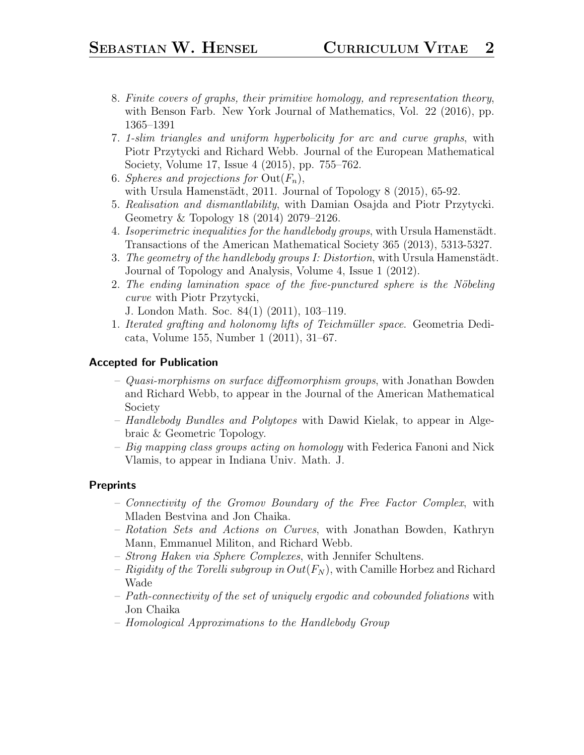8. *Finite covers of graphs, their primitive homology, and representation theory*, with Benson Farb. New York Journal of Mathematics, Vol. 22 (2016), pp. 1365–1391
7. *1-slim triangles and uniform hyperbolicity for arc and curve graphs*, with Piotr Przytycki and Richard Webb. Journal of the European Mathematical Society, Volume 17, Issue 4 (2015), pp. 755–762.
6. *Spheres and projections for* $\mathrm{Out}(F_n)$, with Ursula Hamenstädt, 2011. Journal of Topology 8 (2015), 65-92.
5. *Realisation and dismantlability*, with Damian Osajda and Piotr Przytycki. Geometry & Topology 18 (2014) 2079–2126.
4. *Isoperimetric inequalities for the handlebody groups*, with Ursula Hamenstädt. Transactions of the American Mathematical Society 365 (2013), 5313-5327.
3. *The geometry of the handlebody groups I: Distortion*, with Ursula Hamenstädt. Journal of Topology and Analysis, Volume 4, Issue 1 (2012).
2. *The ending lamination space of the five-punctured sphere is the Nöbeling curve* with Piotr Przytycki, J. London Math. Soc. 84(1) (2011), 103–119.
1. *Iterated grafting and holonomy lifts of Teichmüller space*. Geometria Dedicata, Volume 155, Number 1 (2011), 31–67.

### Accepted for Publication

- *Quasi-morphisms on surface diffeomorphism groups*, with Jonathan Bowden and Richard Webb, to appear in the Journal of the American Mathematical Society
- *Handlebody Bundles and Polytopes* with Dawid Kielak, to appear in Algebraic & Geometric Topology.
- *Big mapping class groups acting on homology* with Federica Fanoni and Nick Vlamis, to appear in Indiana Univ. Math. J.

### Preprints

- *Connectivity of the Gromov Boundary of the Free Factor Complex*, with Mladen Bestvina and Jon Chaika.
- *Rotation Sets and Actions on Curves*, with Jonathan Bowden, Kathryn Mann, Emmanuel Militon, and Richard Webb.
- *Strong Haken via Sphere Complexes*, with Jennifer Schultens.
- *Rigidity of the Torelli subgroup in* $Out(F_N)$, with Camille Horbez and Richard Wade
- *Path-connectivity of the set of uniquely ergodic and cobounded foliations* with Jon Chaika
- *Homological Approximations to the Handlebody Group*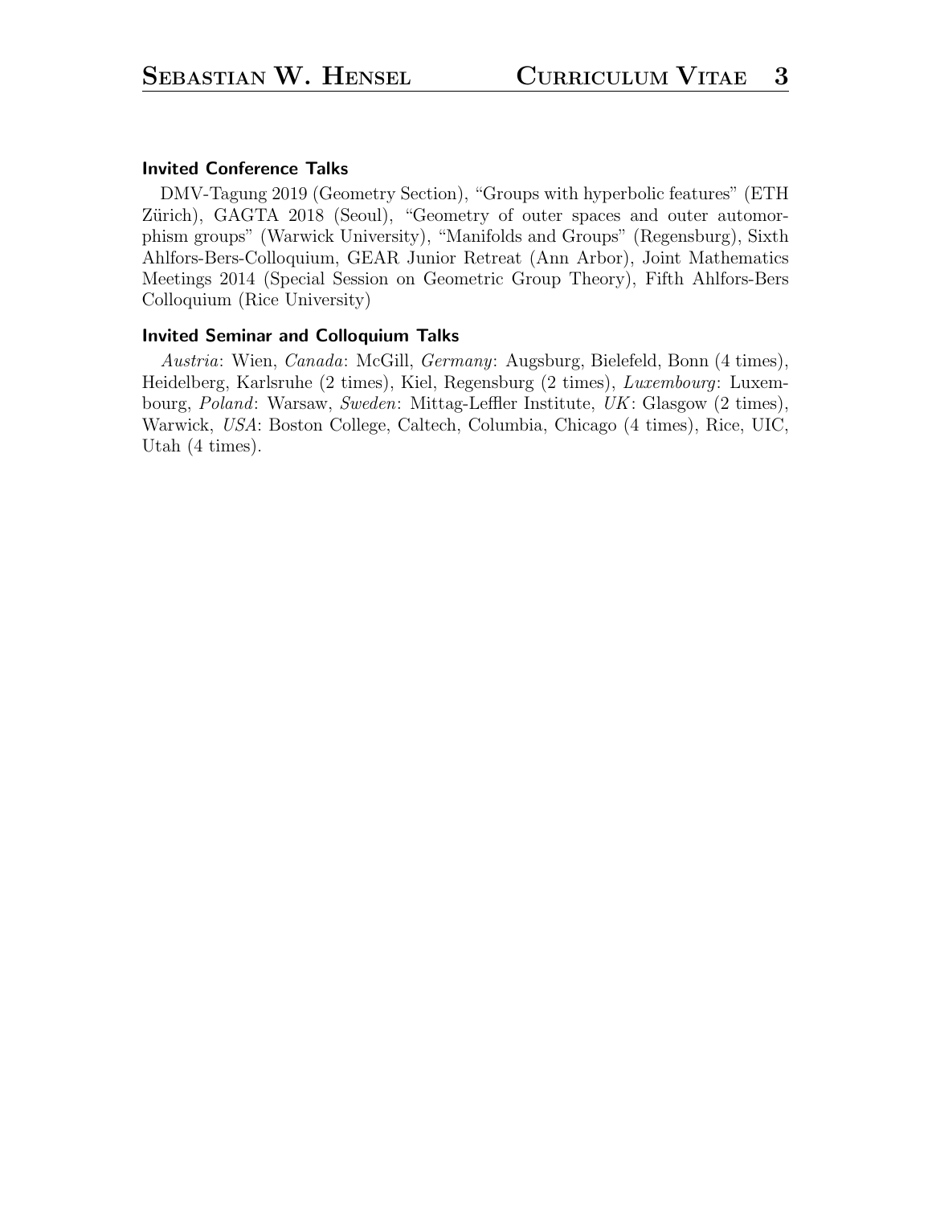### Invited Conference Talks

DMV-Tagung 2019 (Geometry Section), "Groups with hyperbolic features" (ETH Zürich), GAGTA 2018 (Seoul), "Geometry of outer spaces and outer automorphism groups" (Warwick University), "Manifolds and Groups" (Regensburg), Sixth Ahlfors-Bers-Colloquium, GEAR Junior Retreat (Ann Arbor), Joint Mathematics Meetings 2014 (Special Session on Geometric Group Theory), Fifth Ahlfors-Bers Colloquium (Rice University)

### Invited Seminar and Colloquium Talks

*Austria*: Wien, *Canada*: McGill, *Germany*: Augsburg, Bielefeld, Bonn (4 times), Heidelberg, Karlsruhe (2 times), Kiel, Regensburg (2 times), *Luxembourg*: Luxembourg, *Poland*: Warsaw, *Sweden*: Mittag-Leffler Institute, *UK*: Glasgow (2 times), Warwick, *USA*: Boston College, Caltech, Columbia, Chicago (4 times), Rice, UIC, Utah (4 times).